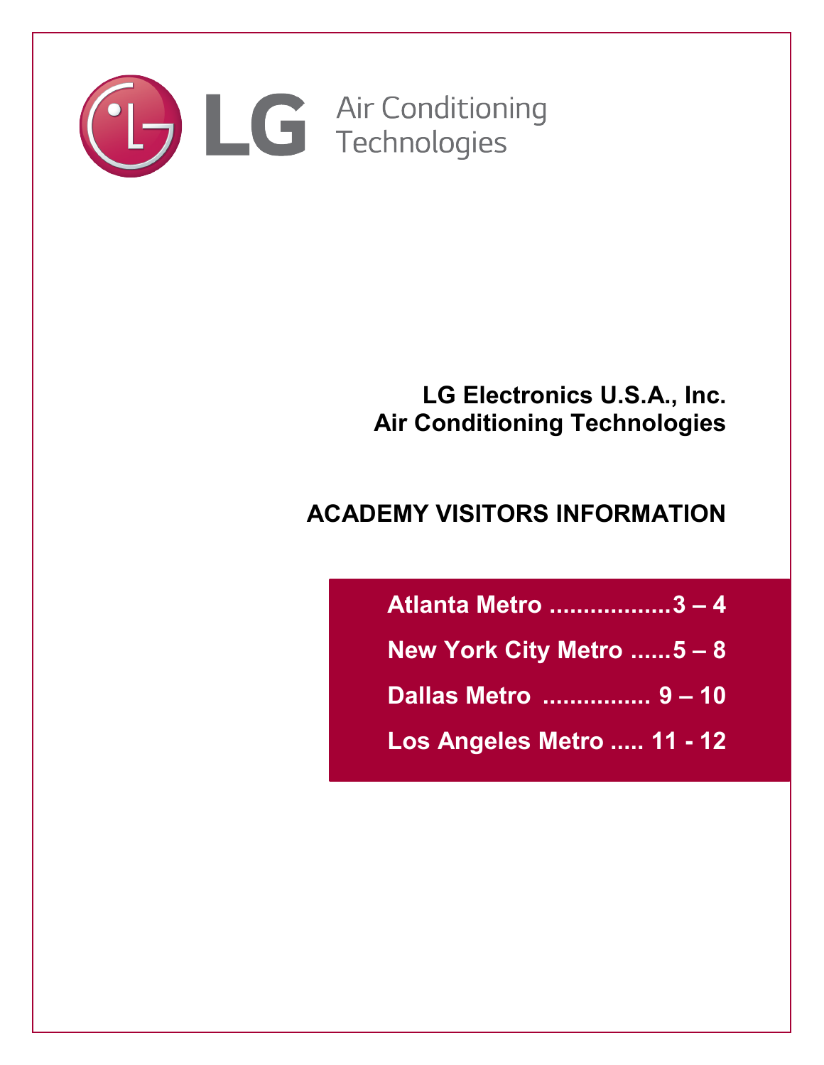LG Air Conditioning Technologies

**LG Electronics U.S.A., Inc.**
**Air Conditioning Technologies**

# ACADEMY VISITORS INFORMATION

**Atlanta Metro ..................3 – 4**

**New York City Metro ......5 – 8**

**Dallas Metro ................ 9 – 10**

**Los Angeles Metro ..... 11 - 12**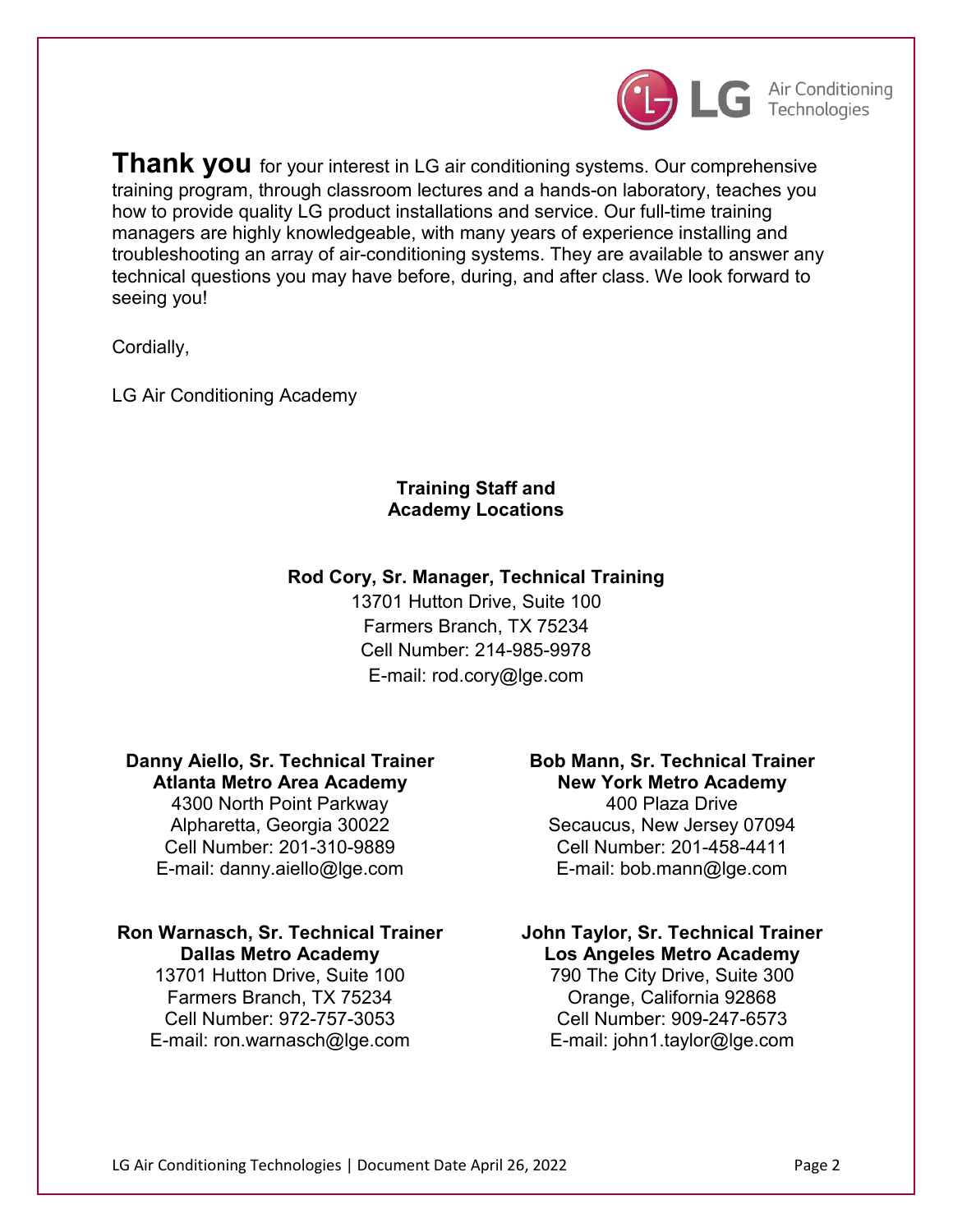**Thank you** for your interest in LG air conditioning systems. Our comprehensive training program, through classroom lectures and a hands-on laboratory, teaches you how to provide quality LG product installations and service. Our full-time training managers are highly knowledgeable, with many years of experience installing and troubleshooting an array of air-conditioning systems. They are available to answer any technical questions you may have before, during, and after class. We look forward to seeing you!

Cordially,

LG Air Conditioning Academy

## Training Staff and Academy Locations

**Rod Cory, Sr. Manager, Technical Training**
13701 Hutton Drive, Suite 100
Farmers Branch, TX 75234
Cell Number: 214-985-9978
E-mail: rod.cory@lge.com

**Danny Aiello, Sr. Technical Trainer**
**Atlanta Metro Area Academy**
4300 North Point Parkway
Alpharetta, Georgia 30022
Cell Number: 201-310-9889
E-mail: danny.aiello@lge.com

**Bob Mann, Sr. Technical Trainer**
**New York Metro Academy**
400 Plaza Drive
Secaucus, New Jersey 07094
Cell Number: 201-458-4411
E-mail: bob.mann@lge.com

**Ron Warnasch, Sr. Technical Trainer**
**Dallas Metro Academy**
13701 Hutton Drive, Suite 100
Farmers Branch, TX 75234
Cell Number: 972-757-3053
E-mail: ron.warnasch@lge.com

**John Taylor, Sr. Technical Trainer**
**Los Angeles Metro Academy**
790 The City Drive, Suite 300
Orange, California 92868
Cell Number: 909-247-6573
E-mail: john1.taylor@lge.com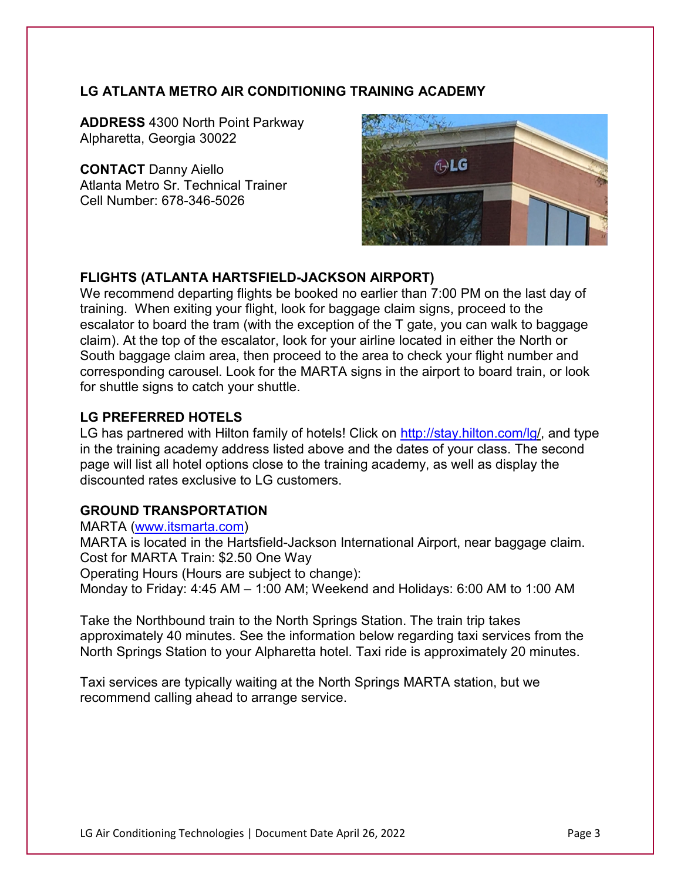## LG ATLANTA METRO AIR CONDITIONING TRAINING ACADEMY

**ADDRESS** 4300 North Point Parkway
Alpharetta, Georgia 30022

**CONTACT** Danny Aiello
Atlanta Metro Sr. Technical Trainer
Cell Number: 678-346-5026

### FLIGHTS (ATLANTA HARTSFIELD-JACKSON AIRPORT)

We recommend departing flights be booked no earlier than 7:00 PM on the last day of training. When exiting your flight, look for baggage claim signs, proceed to the escalator to board the tram (with the exception of the T gate, you can walk to baggage claim). At the top of the escalator, look for your airline located in either the North or South baggage claim area, then proceed to the area to check your flight number and corresponding carousel. Look for the MARTA signs in the airport to board train, or look for shuttle signs to catch your shuttle.

### LG PREFERRED HOTELS

LG has partnered with Hilton family of hotels! Click on [http://stay.hilton.com/lg/](http://stay.hilton.com/lg/), and type in the training academy address listed above and the dates of your class. The second page will list all hotel options close to the training academy, as well as display the discounted rates exclusive to LG customers.

### GROUND TRANSPORTATION

MARTA ([www.itsmarta.com](http://www.itsmarta.com))
MARTA is located in the Hartsfield-Jackson International Airport, near baggage claim.
Cost for MARTA Train: $2.50 One Way
Operating Hours (Hours are subject to change):
Monday to Friday: 4:45 AM – 1:00 AM; Weekend and Holidays: 6:00 AM to 1:00 AM

Take the Northbound train to the North Springs Station. The train trip takes approximately 40 minutes. See the information below regarding taxi services from the North Springs Station to your Alpharetta hotel. Taxi ride is approximately 20 minutes.

Taxi services are typically waiting at the North Springs MARTA station, but we recommend calling ahead to arrange service.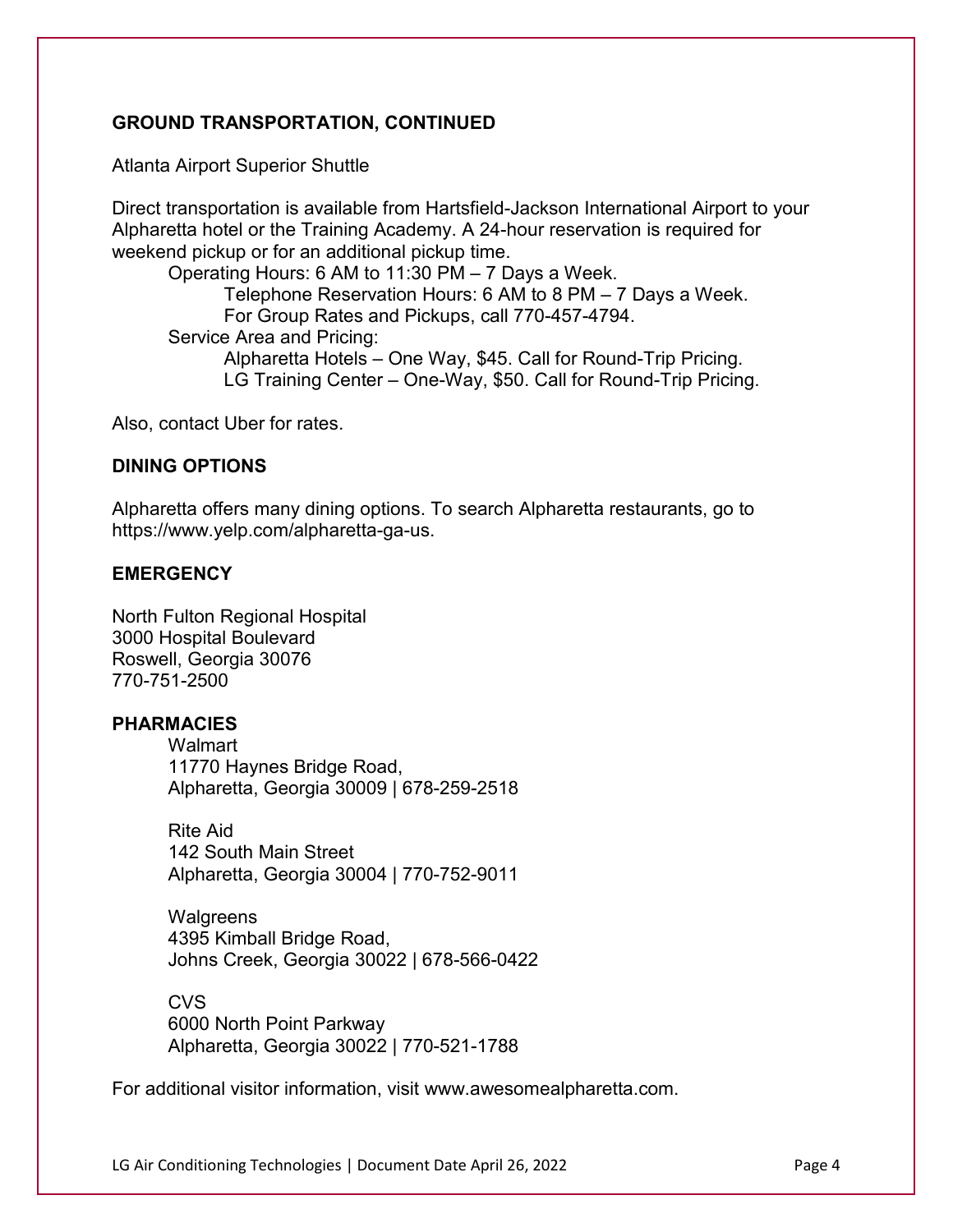## GROUND TRANSPORTATION, CONTINUED

Atlanta Airport Superior Shuttle

Direct transportation is available from Hartsfield-Jackson International Airport to your Alpharetta hotel or the Training Academy. A 24-hour reservation is required for weekend pickup or for an additional pickup time.

- Operating Hours: 6 AM to 11:30 PM – 7 Days a Week.
    - Telephone Reservation Hours: 6 AM to 8 PM – 7 Days a Week.
    - For Group Rates and Pickups, call 770-457-4794.
- Service Area and Pricing:
    - Alpharetta Hotels – One Way, $45. Call for Round-Trip Pricing.
    - LG Training Center – One-Way, $50. Call for Round-Trip Pricing.

Also, contact Uber for rates.

## DINING OPTIONS

Alpharetta offers many dining options. To search Alpharetta restaurants, go to https://www.yelp.com/alpharetta-ga-us.

## EMERGENCY

North Fulton Regional Hospital
3000 Hospital Boulevard
Roswell, Georgia 30076
770-751-2500

## PHARMACIES

Walmart
11770 Haynes Bridge Road,
Alpharetta, Georgia 30009 | 678-259-2518

Rite Aid
142 South Main Street
Alpharetta, Georgia 30004 | 770-752-9011

Walgreens
4395 Kimball Bridge Road,
Johns Creek, Georgia 30022 | 678-566-0422

CVS
6000 North Point Parkway
Alpharetta, Georgia 30022 | 770-521-1788

For additional visitor information, visit www.awesomealpharetta.com.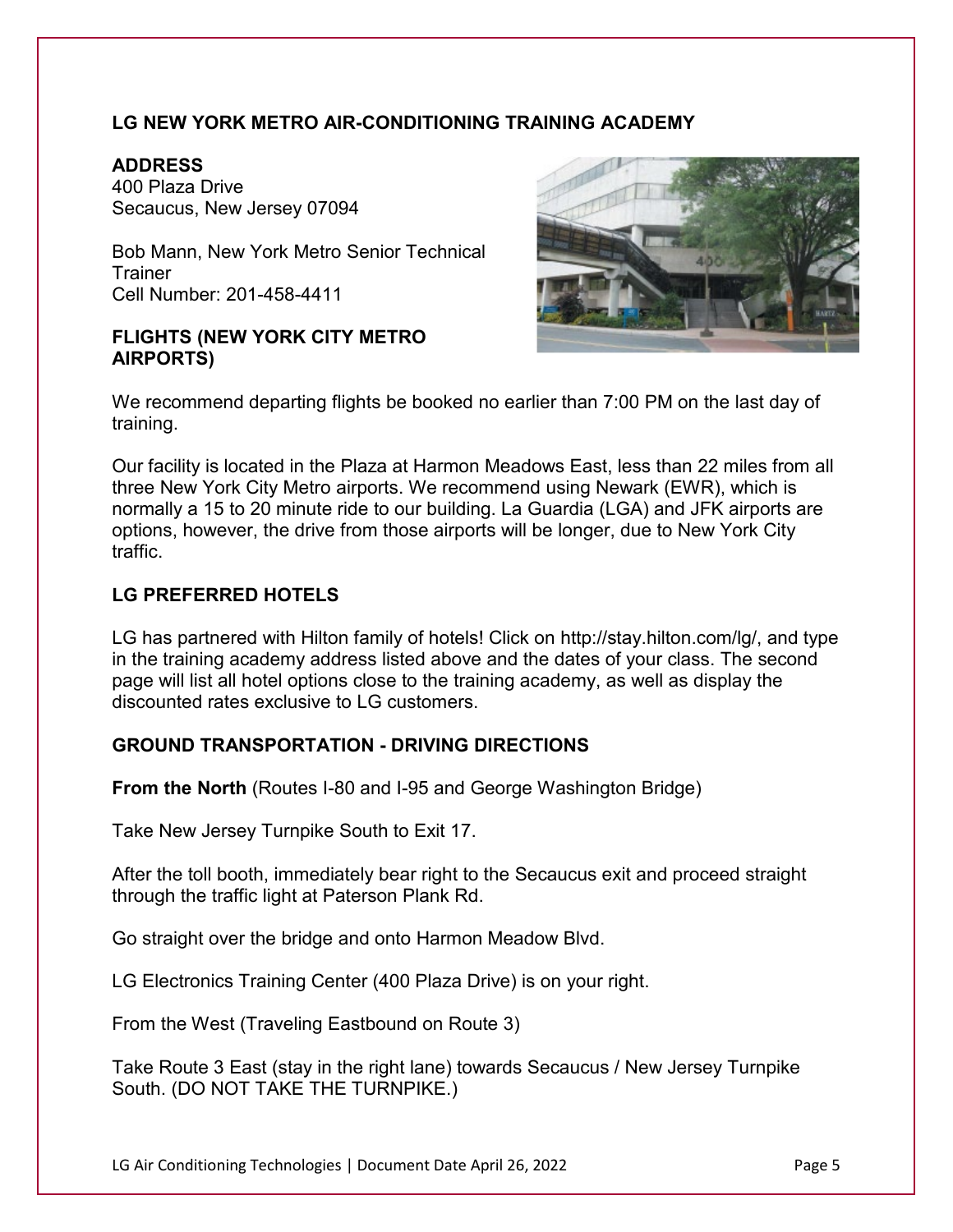## LG NEW YORK METRO AIR-CONDITIONING TRAINING ACADEMY

### ADDRESS

400 Plaza Drive
Secaucus, New Jersey 07094

Bob Mann, New York Metro Senior Technical Trainer
Cell Number: 201-458-4411

### FLIGHTS (NEW YORK CITY METRO AIRPORTS)

We recommend departing flights be booked no earlier than 7:00 PM on the last day of training.

Our facility is located in the Plaza at Harmon Meadows East, less than 22 miles from all three New York City Metro airports. We recommend using Newark (EWR), which is normally a 15 to 20 minute ride to our building. La Guardia (LGA) and JFK airports are options, however, the drive from those airports will be longer, due to New York City traffic.

### LG PREFERRED HOTELS

LG has partnered with Hilton family of hotels! Click on http://stay.hilton.com/lg/, and type in the training academy address listed above and the dates of your class. The second page will list all hotel options close to the training academy, as well as display the discounted rates exclusive to LG customers.

### GROUND TRANSPORTATION - DRIVING DIRECTIONS

**From the North** (Routes I-80 and I-95 and George Washington Bridge)

Take New Jersey Turnpike South to Exit 17.

After the toll booth, immediately bear right to the Secaucus exit and proceed straight through the traffic light at Paterson Plank Rd.

Go straight over the bridge and onto Harmon Meadow Blvd.

LG Electronics Training Center (400 Plaza Drive) is on your right.

From the West (Traveling Eastbound on Route 3)

Take Route 3 East (stay in the right lane) towards Secaucus / New Jersey Turnpike South. (DO NOT TAKE THE TURNPIKE.)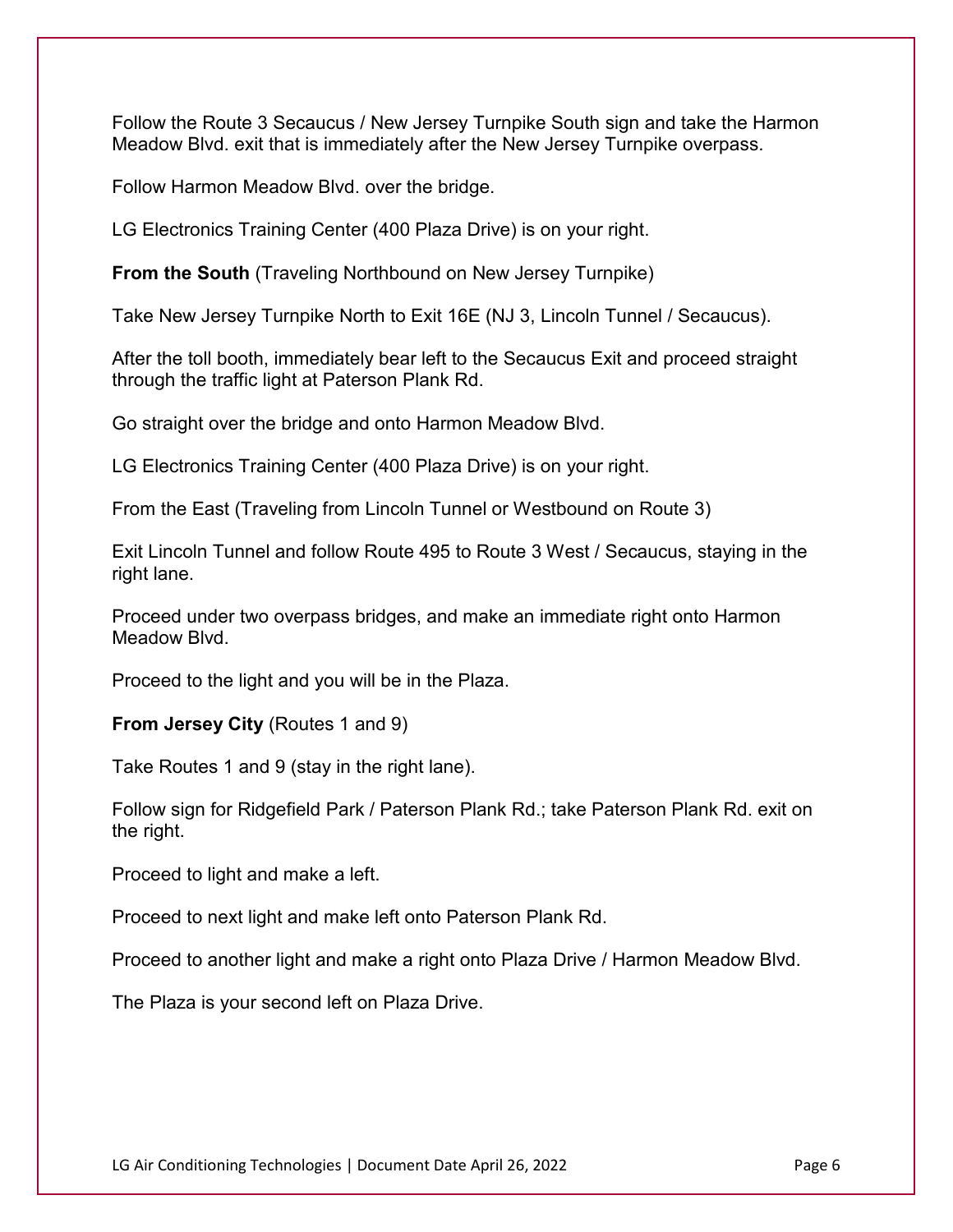Follow the Route 3 Secaucus / New Jersey Turnpike South sign and take the Harmon Meadow Blvd. exit that is immediately after the New Jersey Turnpike overpass.

Follow Harmon Meadow Blvd. over the bridge.

LG Electronics Training Center (400 Plaza Drive) is on your right.

**From the South** (Traveling Northbound on New Jersey Turnpike)

Take New Jersey Turnpike North to Exit 16E (NJ 3, Lincoln Tunnel / Secaucus).

After the toll booth, immediately bear left to the Secaucus Exit and proceed straight through the traffic light at Paterson Plank Rd.

Go straight over the bridge and onto Harmon Meadow Blvd.

LG Electronics Training Center (400 Plaza Drive) is on your right.

From the East (Traveling from Lincoln Tunnel or Westbound on Route 3)

Exit Lincoln Tunnel and follow Route 495 to Route 3 West / Secaucus, staying in the right lane.

Proceed under two overpass bridges, and make an immediate right onto Harmon Meadow Blvd.

Proceed to the light and you will be in the Plaza.

**From Jersey City** (Routes 1 and 9)

Take Routes 1 and 9 (stay in the right lane).

Follow sign for Ridgefield Park / Paterson Plank Rd.; take Paterson Plank Rd. exit on the right.

Proceed to light and make a left.

Proceed to next light and make left onto Paterson Plank Rd.

Proceed to another light and make a right onto Plaza Drive / Harmon Meadow Blvd.

The Plaza is your second left on Plaza Drive.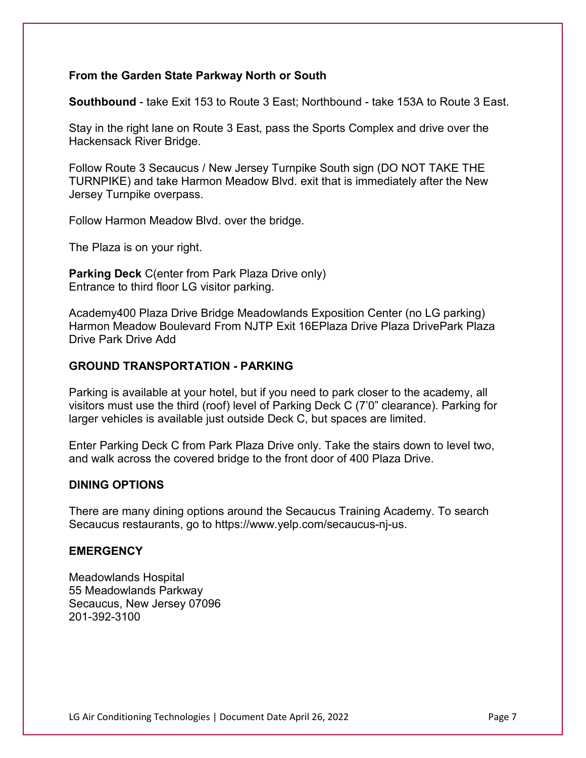**From the Garden State Parkway North or South**

**Southbound** - take Exit 153 to Route 3 East; Northbound - take 153A to Route 3 East.

Stay in the right lane on Route 3 East, pass the Sports Complex and drive over the Hackensack River Bridge.

Follow Route 3 Secaucus / New Jersey Turnpike South sign (DO NOT TAKE THE TURNPIKE) and take Harmon Meadow Blvd. exit that is immediately after the New Jersey Turnpike overpass.

Follow Harmon Meadow Blvd. over the bridge.

The Plaza is on your right.

**Parking Deck** C(enter from Park Plaza Drive only)
Entrance to third floor LG visitor parking.

Academy400 Plaza Drive Bridge Meadowlands Exposition Center (no LG parking) Harmon Meadow Boulevard From NJTP Exit 16EPlaza Drive Plaza DrivePark Plaza Drive Park Drive Add

## GROUND TRANSPORTATION - PARKING

Parking is available at your hotel, but if you need to park closer to the academy, all visitors must use the third (roof) level of Parking Deck C (7'0" clearance). Parking for larger vehicles is available just outside Deck C, but spaces are limited.

Enter Parking Deck C from Park Plaza Drive only. Take the stairs down to level two, and walk across the covered bridge to the front door of 400 Plaza Drive.

## DINING OPTIONS

There are many dining options around the Secaucus Training Academy. To search Secaucus restaurants, go to https://www.yelp.com/secaucus-nj-us.

## EMERGENCY

Meadowlands Hospital
55 Meadowlands Parkway
Secaucus, New Jersey 07096
201-392-3100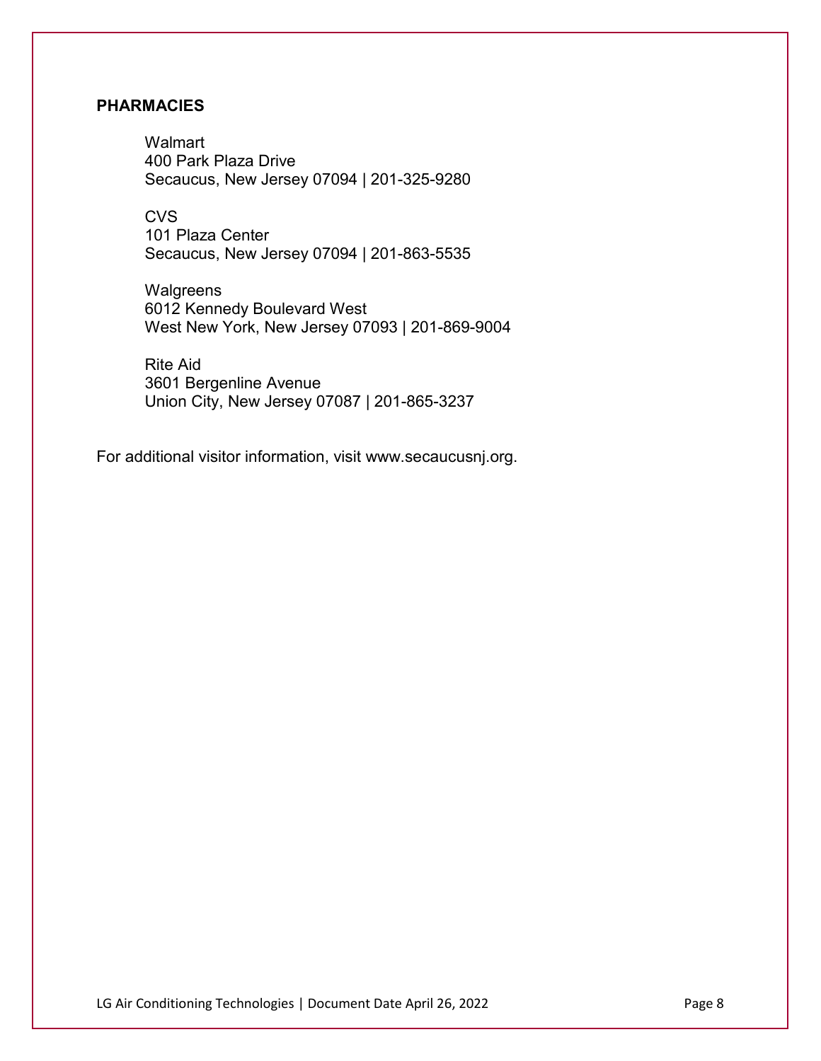## PHARMACIES

Walmart
400 Park Plaza Drive
Secaucus, New Jersey 07094 | 201-325-9280

CVS
101 Plaza Center
Secaucus, New Jersey 07094 | 201-863-5535

Walgreens
6012 Kennedy Boulevard West
West New York, New Jersey 07093 | 201-869-9004

Rite Aid
3601 Bergenline Avenue
Union City, New Jersey 07087 | 201-865-3237

For additional visitor information, visit www.secaucusnj.org.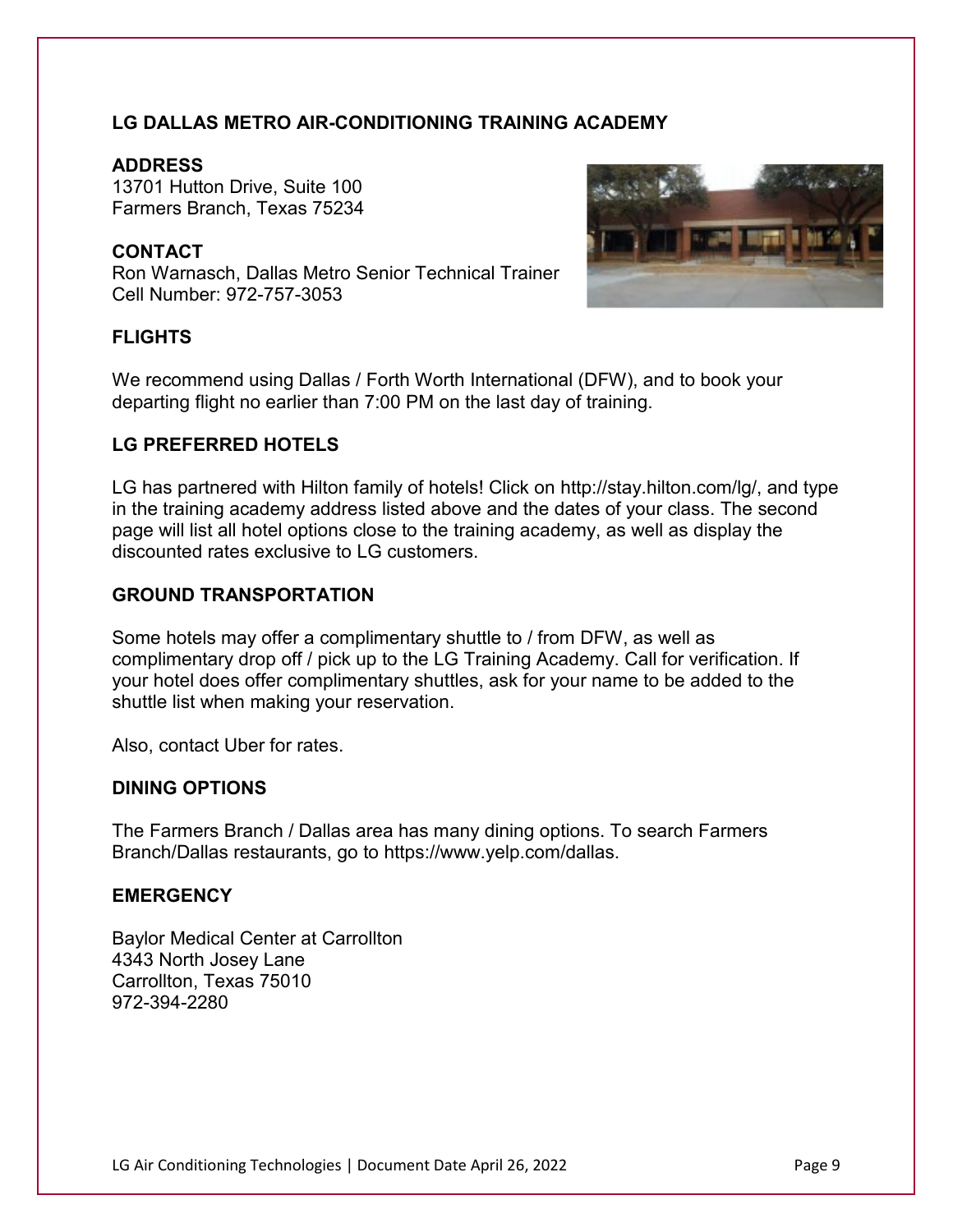# LG DALLAS METRO AIR-CONDITIONING TRAINING ACADEMY

## ADDRESS

13701 Hutton Drive, Suite 100
Farmers Branch, Texas 75234

## CONTACT

Ron Warnasch, Dallas Metro Senior Technical Trainer
Cell Number: 972-757-3053

## FLIGHTS

We recommend using Dallas / Forth Worth International (DFW), and to book your departing flight no earlier than 7:00 PM on the last day of training.

## LG PREFERRED HOTELS

LG has partnered with Hilton family of hotels! Click on http://stay.hilton.com/lg/, and type in the training academy address listed above and the dates of your class. The second page will list all hotel options close to the training academy, as well as display the discounted rates exclusive to LG customers.

## GROUND TRANSPORTATION

Some hotels may offer a complimentary shuttle to / from DFW, as well as complimentary drop off / pick up to the LG Training Academy. Call for verification. If your hotel does offer complimentary shuttles, ask for your name to be added to the shuttle list when making your reservation.

Also, contact Uber for rates.

## DINING OPTIONS

The Farmers Branch / Dallas area has many dining options. To search Farmers Branch/Dallas restaurants, go to https://www.yelp.com/dallas.

## EMERGENCY

Baylor Medical Center at Carrollton
4343 North Josey Lane
Carrollton, Texas 75010
972-394-2280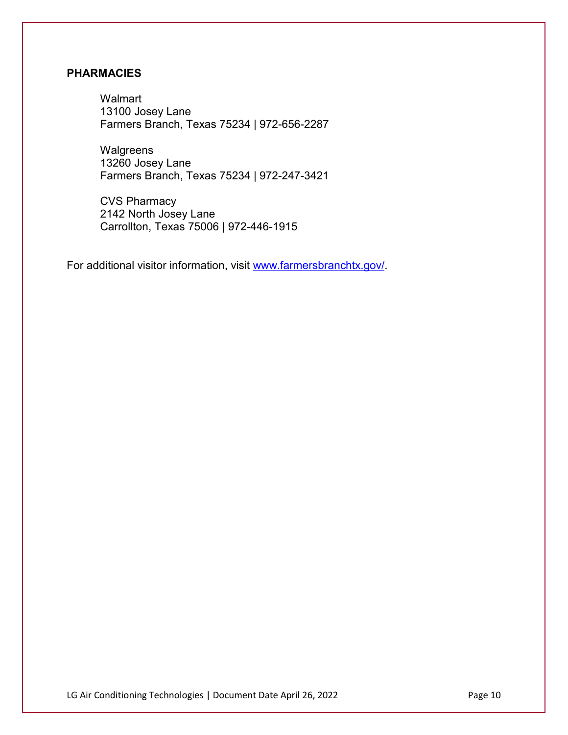## PHARMACIES

Walmart
13100 Josey Lane
Farmers Branch, Texas 75234 | 972-656-2287

Walgreens
13260 Josey Lane
Farmers Branch, Texas 75234 | 972-247-3421

CVS Pharmacy
2142 North Josey Lane
Carrollton, Texas 75006 | 972-446-1915

For additional visitor information, visit [www.farmersbranchtx.gov/](www.farmersbranchtx.gov/).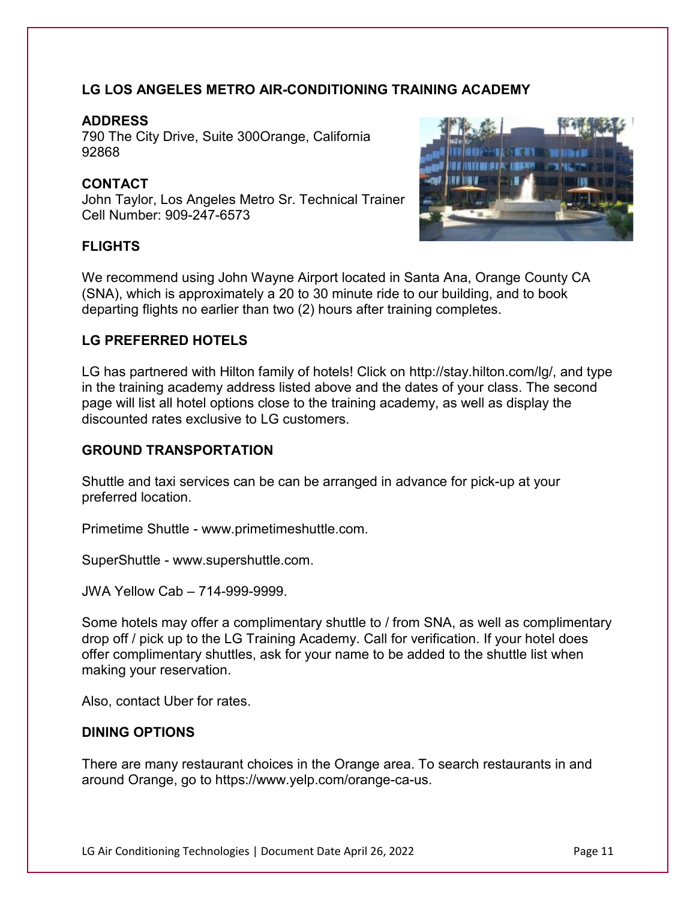## LG LOS ANGELES METRO AIR-CONDITIONING TRAINING ACADEMY

### ADDRESS

790 The City Drive, Suite 300Orange, California 92868

### CONTACT

John Taylor, Los Angeles Metro Sr. Technical Trainer
Cell Number: 909-247-6573

### FLIGHTS

We recommend using John Wayne Airport located in Santa Ana, Orange County CA (SNA), which is approximately a 20 to 30 minute ride to our building, and to book departing flights no earlier than two (2) hours after training completes.

### LG PREFERRED HOTELS

LG has partnered with Hilton family of hotels! Click on http://stay.hilton.com/lg/, and type in the training academy address listed above and the dates of your class. The second page will list all hotel options close to the training academy, as well as display the discounted rates exclusive to LG customers.

### GROUND TRANSPORTATION

Shuttle and taxi services can be can be arranged in advance for pick-up at your preferred location.

Primetime Shuttle - www.primetimeshuttle.com.

SuperShuttle - www.supershuttle.com.

JWA Yellow Cab – 714-999-9999.

Some hotels may offer a complimentary shuttle to / from SNA, as well as complimentary drop off / pick up to the LG Training Academy. Call for verification. If your hotel does offer complimentary shuttles, ask for your name to be added to the shuttle list when making your reservation.

Also, contact Uber for rates.

### DINING OPTIONS

There are many restaurant choices in the Orange area. To search restaurants in and around Orange, go to https://www.yelp.com/orange-ca-us.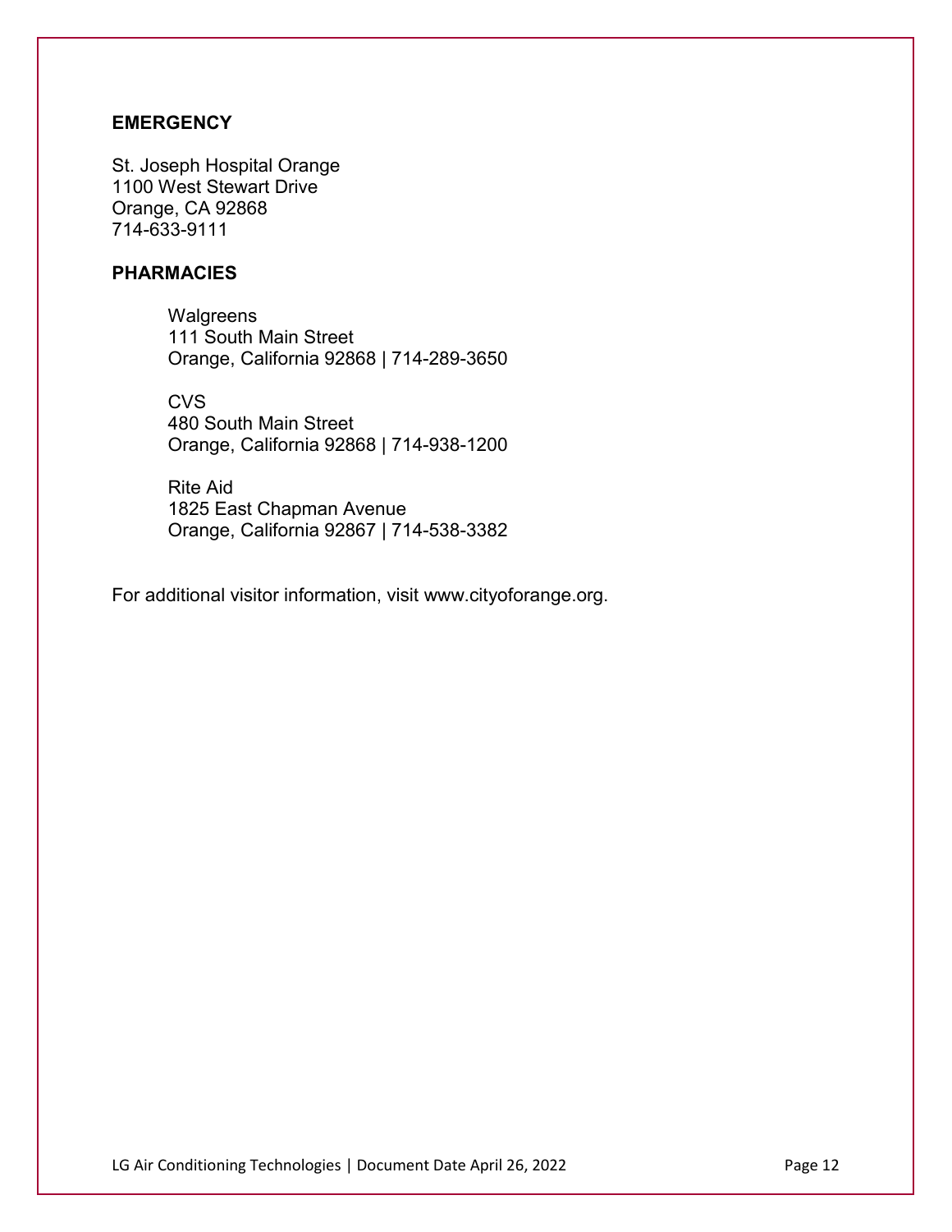**EMERGENCY**

St. Joseph Hospital Orange
1100 West Stewart Drive
Orange, CA 92868
714-633-9111

**PHARMACIES**

Walgreens
111 South Main Street
Orange, California 92868 | 714-289-3650

CVS
480 South Main Street
Orange, California 92868 | 714-938-1200

Rite Aid
1825 East Chapman Avenue
Orange, California 92867 | 714-538-3382

For additional visitor information, visit www.cityoforange.org.